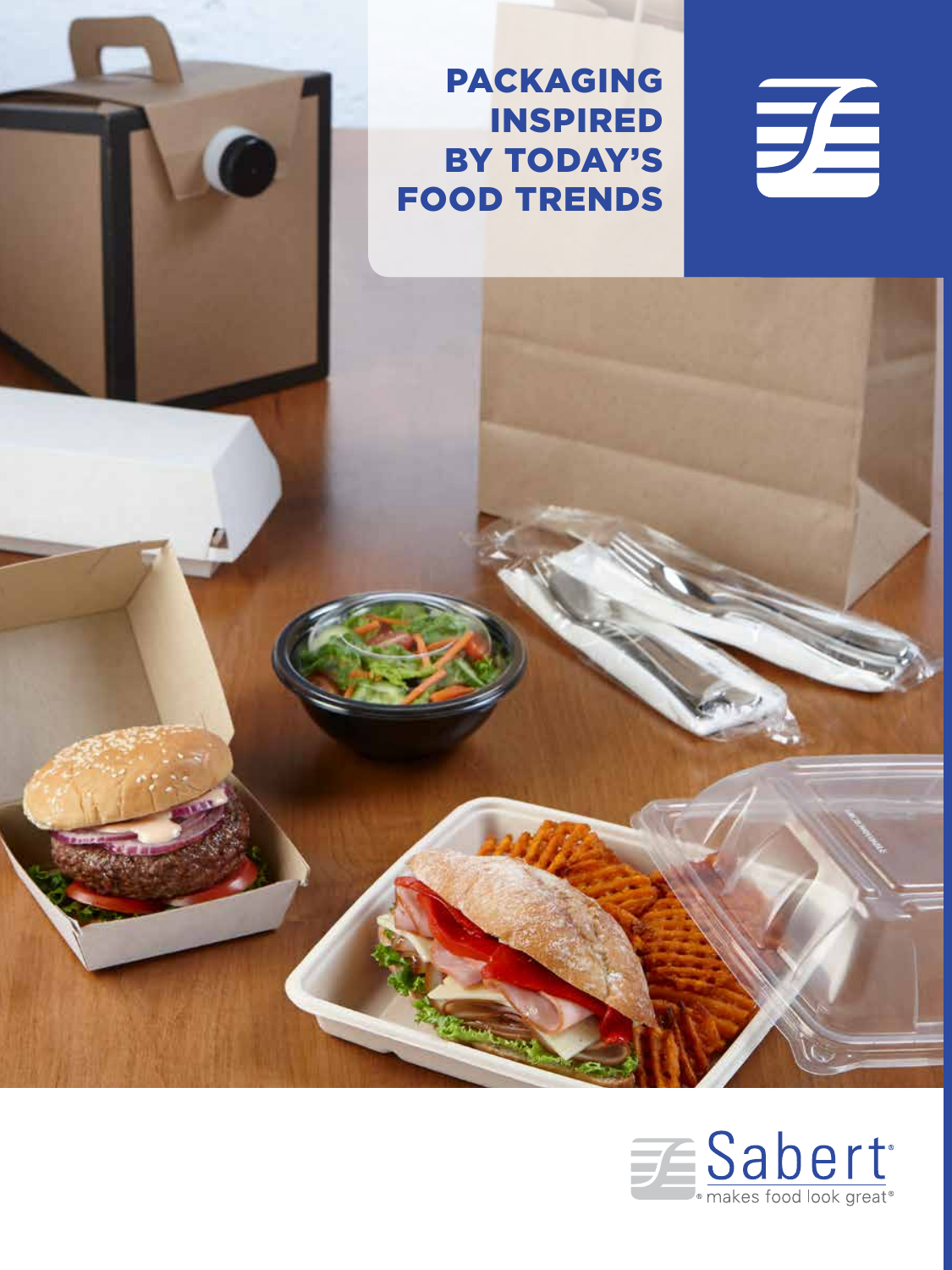# PACKAGING INSPIRED BY TODAY'S FOOD TRENDS

Sabert®

® makes food look great®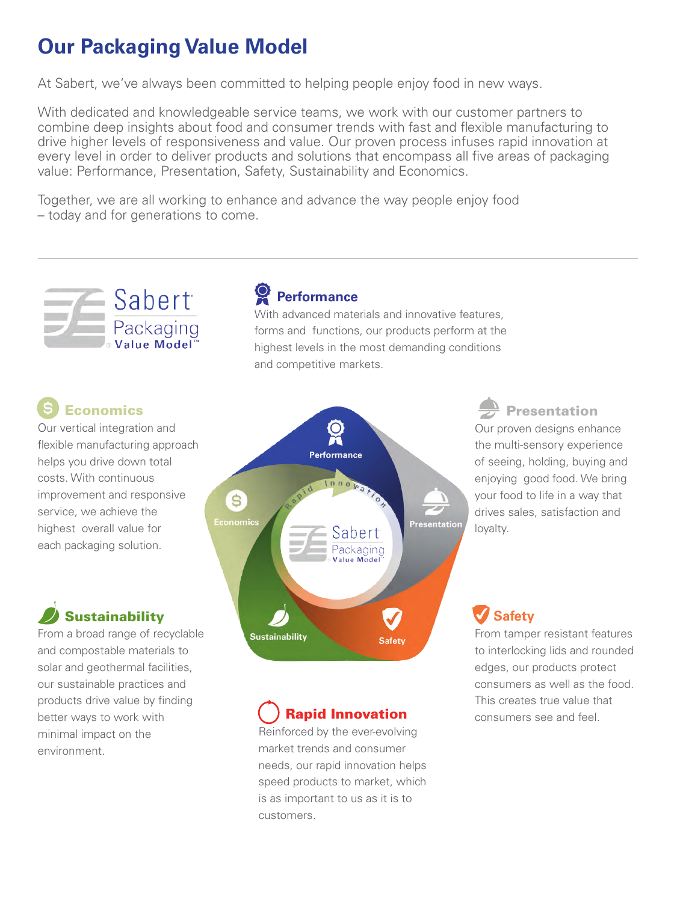# Our Packaging Value Model

At Sabert, we've always been committed to helping people enjoy food in new ways.

With dedicated and knowledgeable service teams, we work with our customer partners to combine deep insights about food and consumer trends with fast and flexible manufacturing to drive higher levels of responsiveness and value. Our proven process infuses rapid innovation at every level in order to deliver products and solutions that encompass all five areas of packaging value: Performance, Presentation, Safety, Sustainability and Economics.

Together, we are all working to enhance and advance the way people enjoy food – today and for generations to come.

---

Sabert Packaging Value Model™

### Performance

With advanced materials and innovative features, forms and functions, our products perform at the highest levels in the most demanding conditions and competitive markets.

### Economics

Our vertical integration and flexible manufacturing approach helps you drive down total costs. With continuous improvement and responsive service, we achieve the highest overall value for each packaging solution.

### Presentation

Our proven designs enhance the multi-sensory experience of seeing, holding, buying and enjoying good food. We bring your food to life in a way that drives sales, satisfaction and loyalty.

### Sustainability

From a broad range of recyclable and compostable materials to solar and geothermal facilities, our sustainable practices and products drive value by finding better ways to work with minimal impact on the environment.

### Safety

From tamper resistant features to interlocking lids and rounded edges, our products protect consumers as well as the food. This creates true value that consumers see and feel.

### Rapid Innovation

Reinforced by the ever-evolving market trends and consumer needs, our rapid innovation helps speed products to market, which is as important to us as it is to customers.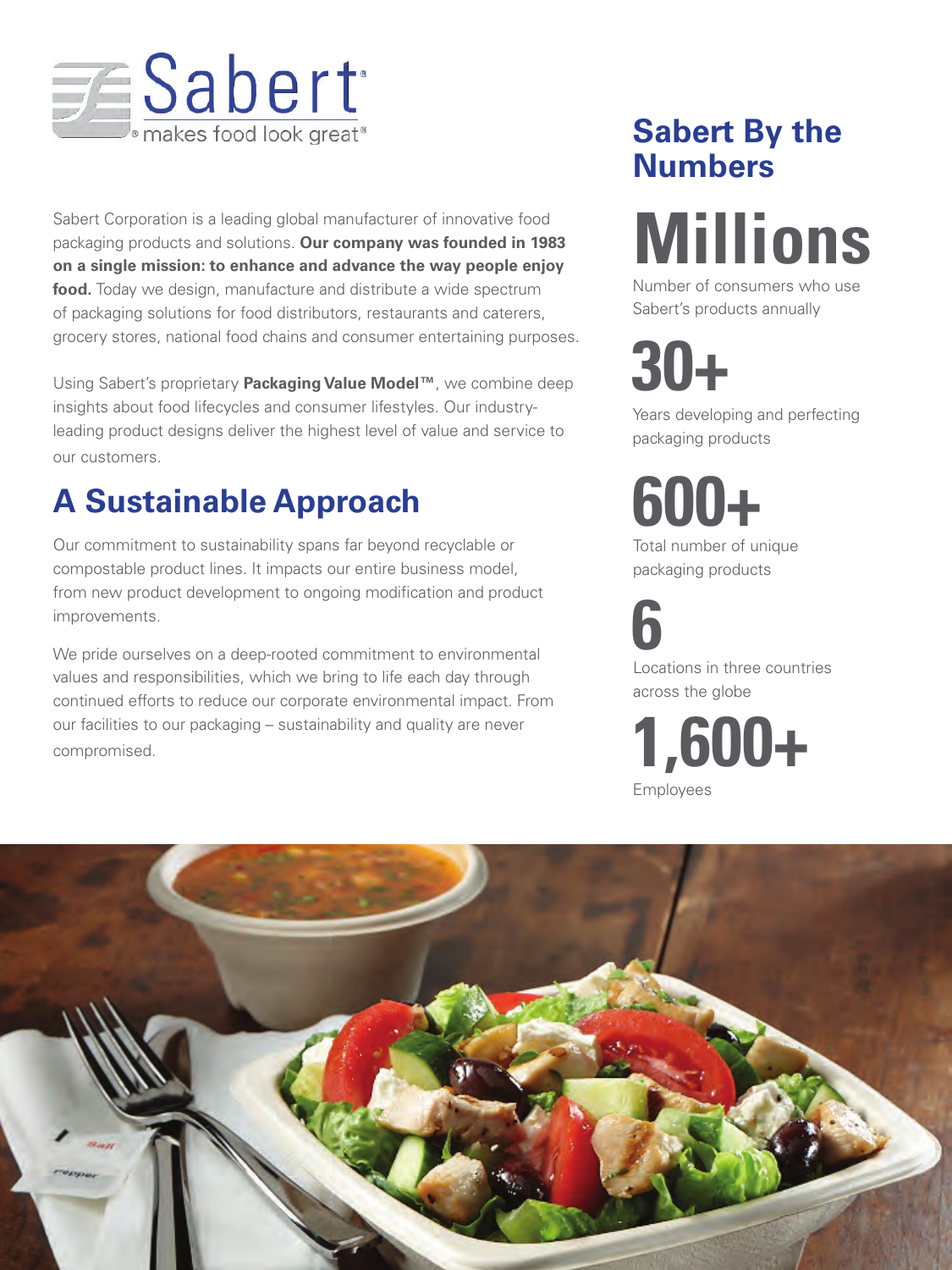Sabert® makes food look great®

Sabert Corporation is a leading global manufacturer of innovative food packaging products and solutions. **Our company was founded in 1983 on a single mission: to enhance and advance the way people enjoy food.** Today we design, manufacture and distribute a wide spectrum of packaging solutions for food distributors, restaurants and caterers, grocery stores, national food chains and consumer entertaining purposes.

Using Sabert's proprietary **Packaging Value Model™**, we combine deep insights about food lifecycles and consumer lifestyles. Our industry-leading product designs deliver the highest level of value and service to our customers.

## A Sustainable Approach

Our commitment to sustainability spans far beyond recyclable or compostable product lines. It impacts our entire business model, from new product development to ongoing modification and product improvements.

We pride ourselves on a deep-rooted commitment to environmental values and responsibilities, which we bring to life each day through continued efforts to reduce our corporate environmental impact. From our facilities to our packaging – sustainability and quality are never compromised.

## Sabert By the Numbers

**Millions**

Number of consumers who use Sabert's products annually

**30+**

Years developing and perfecting packaging products

**600+**

Total number of unique packaging products

**6**

Locations in three countries across the globe

**1,600+**

Employees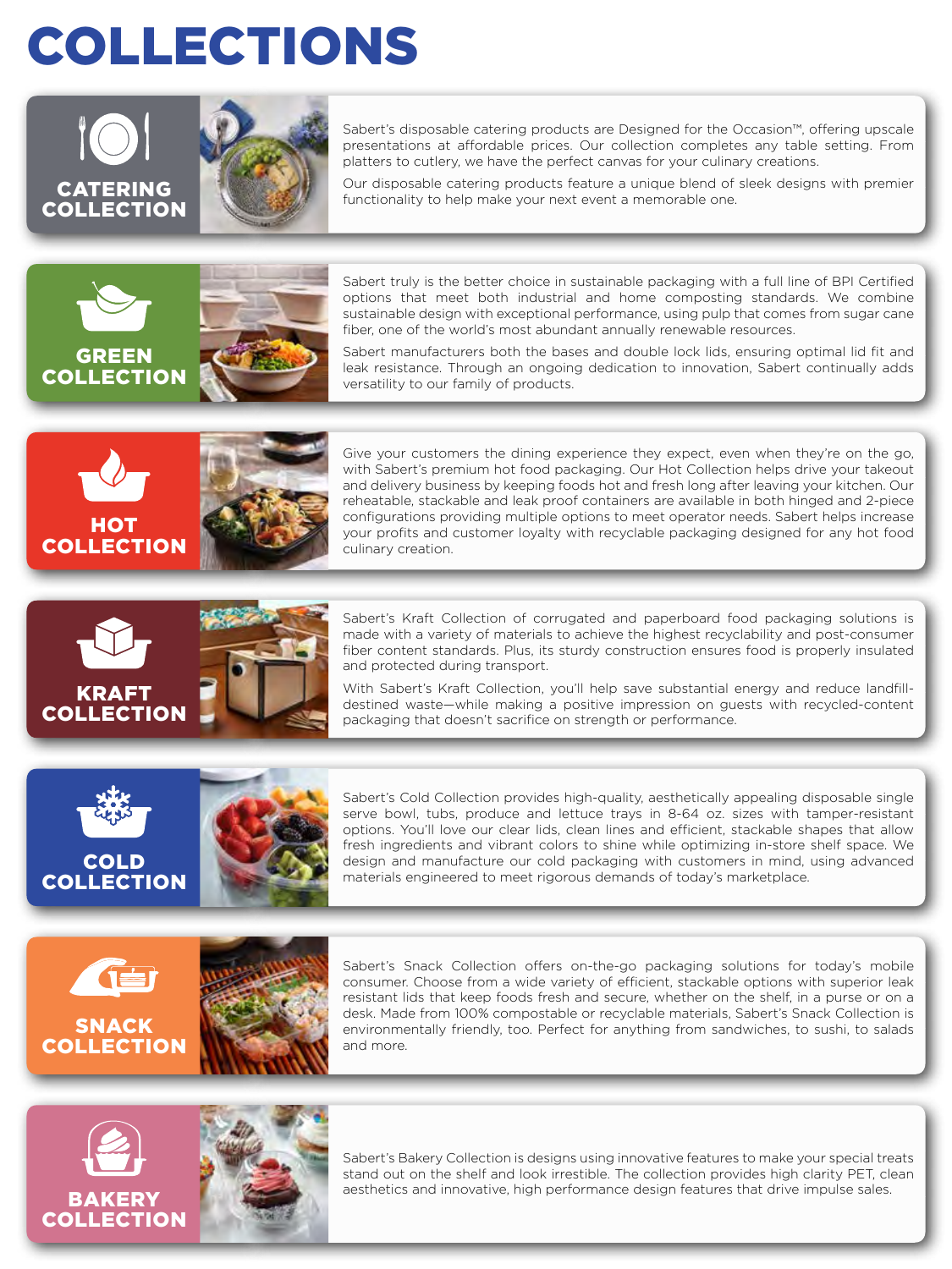# COLLECTIONS

## CATERING COLLECTION

Sabert's disposable catering products are Designed for the Occasion™, offering upscale presentations at affordable prices. Our collection completes any table setting. From platters to cutlery, we have the perfect canvas for your culinary creations.

Our disposable catering products feature a unique blend of sleek designs with premier functionality to help make your next event a memorable one.

## GREEN COLLECTION

Sabert truly is the better choice in sustainable packaging with a full line of BPI Certified options that meet both industrial and home composting standards. We combine sustainable design with exceptional performance, using pulp that comes from sugar cane fiber, one of the world's most abundant annually renewable resources.

Sabert manufacturers both the bases and double lock lids, ensuring optimal lid fit and leak resistance. Through an ongoing dedication to innovation, Sabert continually adds versatility to our family of products.

## HOT COLLECTION

Give your customers the dining experience they expect, even when they're on the go, with Sabert's premium hot food packaging. Our Hot Collection helps drive your takeout and delivery business by keeping foods hot and fresh long after leaving your kitchen. Our reheatable, stackable and leak proof containers are available in both hinged and 2-piece configurations providing multiple options to meet operator needs. Sabert helps increase your profits and customer loyalty with recyclable packaging designed for any hot food culinary creation.

## KRAFT COLLECTION

Sabert's Kraft Collection of corrugated and paperboard food packaging solutions is made with a variety of materials to achieve the highest recyclability and post-consumer fiber content standards. Plus, its sturdy construction ensures food is properly insulated and protected during transport.

With Sabert's Kraft Collection, you'll help save substantial energy and reduce landfill-destined waste—while making a positive impression on guests with recycled-content packaging that doesn't sacrifice on strength or performance.

## COLD COLLECTION

Sabert's Cold Collection provides high-quality, aesthetically appealing disposable single serve bowl, tubs, produce and lettuce trays in 8-64 oz. sizes with tamper-resistant options. You'll love our clear lids, clean lines and efficient, stackable shapes that allow fresh ingredients and vibrant colors to shine while optimizing in-store shelf space. We design and manufacture our cold packaging with customers in mind, using advanced materials engineered to meet rigorous demands of today's marketplace.

## SNACK COLLECTION

Sabert's Snack Collection offers on-the-go packaging solutions for today's mobile consumer. Choose from a wide variety of efficient, stackable options with superior leak resistant lids that keep foods fresh and secure, whether on the shelf, in a purse or on a desk. Made from 100% compostable or recyclable materials, Sabert's Snack Collection is environmentally friendly, too. Perfect for anything from sandwiches, to sushi, to salads and more.

## BAKERY COLLECTION

Sabert's Bakery Collection is designs using innovative features to make your special treats stand out on the shelf and look irrestible. The collection provides high clarity PET, clean aesthetics and innovative, high performance design features that drive impulse sales.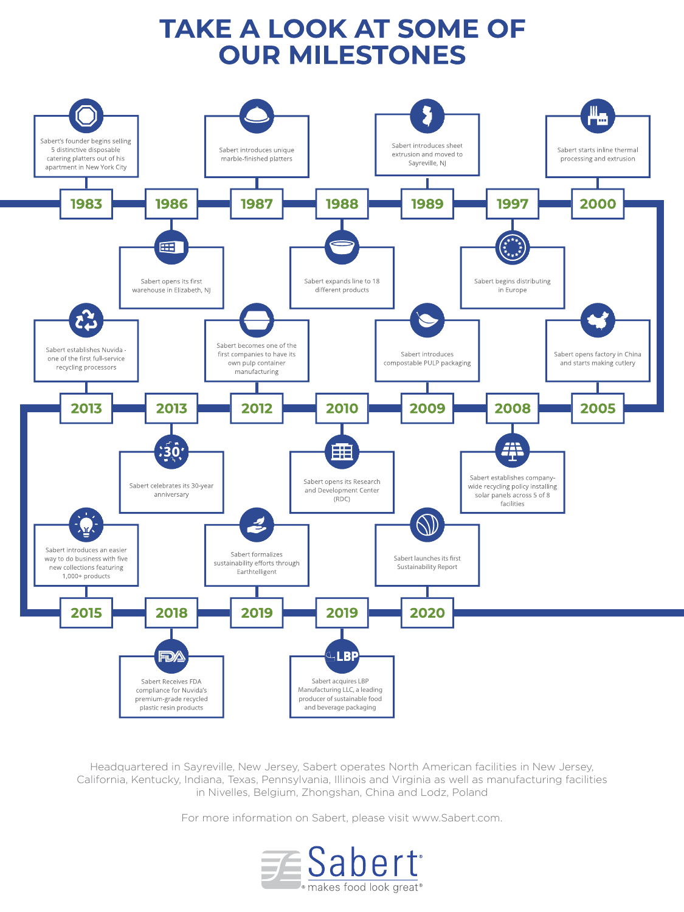# TAKE A LOOK AT SOME OF OUR MILESTONES

**1983** — Sabert's founder begins selling 5 distinctive disposable catering platters out of his apartment in New York City

**1986** — Sabert opens its first warehouse in Elizabeth, NJ

**1987** — Sabert introduces unique marble-finished platters

**1988** — Sabert expands line to 18 different products

**1989** — Sabert introduces sheet extrusion and moved to Sayreville, NJ

**1997** — Sabert begins distributing in Europe

**2000** — Sabert starts inline thermal processing and extrusion

**2005** — Sabert opens factory in China and starts making cutlery

**2008** — Sabert establishes company-wide recycling policy installing solar panels across 5 of 8 facilities

**2009** — Sabert introduces compostable PULP packaging

**2010** — Sabert opens its Research and Development Center (RDC)

**2012** — Sabert becomes one of the first companies to have its own pulp container manufacturing

**2013** — Sabert celebrates its 30-year anniversary

**2013** — Sabert establishes Nuvida - one of the first full-service recycling processors

**2015** — Sabert introduces an easier way to do business with five new collections featuring 1,000+ products

**2018** — Sabert Receives FDA compliance for Nuvida's premium-grade recycled plastic resin products

**2019** — Sabert formalizes sustainability efforts through Earthtelligent

**2019** — Sabert acquires LBP Manufacturing LLC, a leading producer of sustainable food and beverage packaging

**2020** — Sabert launches its first Sustainability Report

Headquartered in Sayreville, New Jersey, Sabert operates North American facilities in New Jersey, California, Kentucky, Indiana, Texas, Pennsylvania, Illinois and Virginia as well as manufacturing facilities in Nivelles, Belgium, Zhongshan, China and Lodz, Poland

For more information on Sabert, please visit www.Sabert.com.

Sabert® makes food look great®